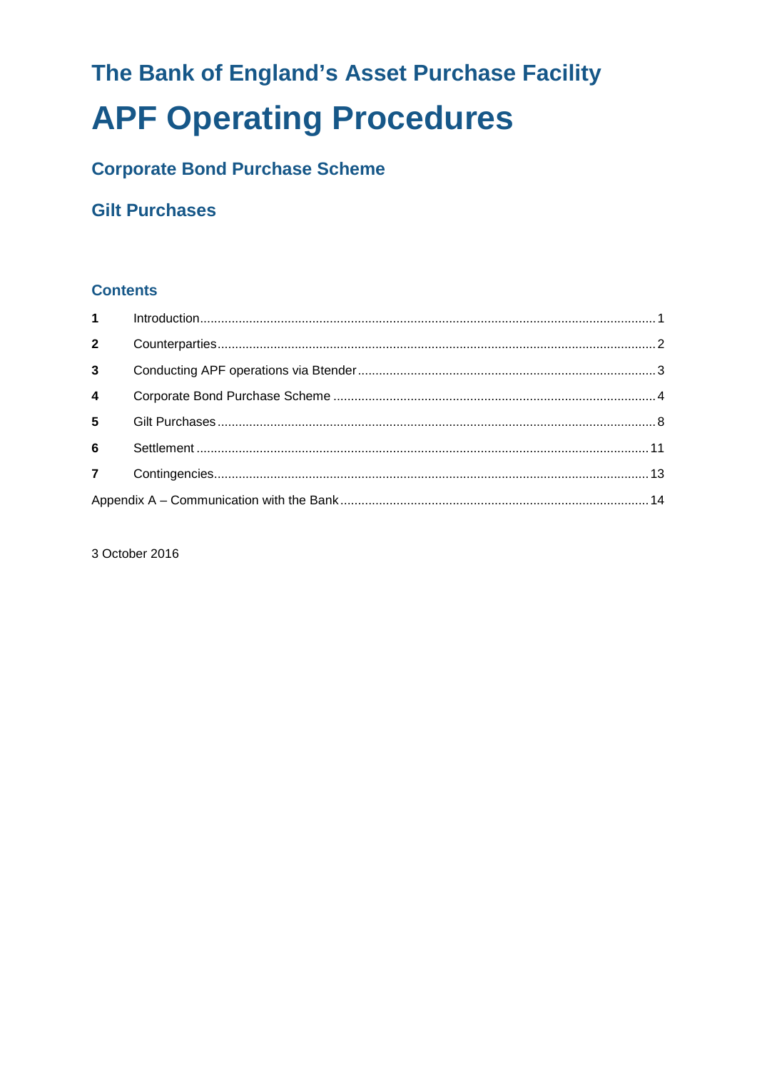# The Bank of England's Asset Purchase Facility

# APF Operating Procedures

## Corporate Bond Purchase Scheme

## Gilt Purchases

### Contents

| | | |
|---|---|---|
| **1** | Introduction | 1 |
| **2** | Counterparties | 2 |
| **3** | Conducting APF operations via Btender | 3 |
| **4** | Corporate Bond Purchase Scheme | 4 |
| **5** | Gilt Purchases | 8 |
| **6** | Settlement | 11 |
| **7** | Contingencies | 13 |
| Appendix A – Communication with the Bank | | 14 |

3 October 2016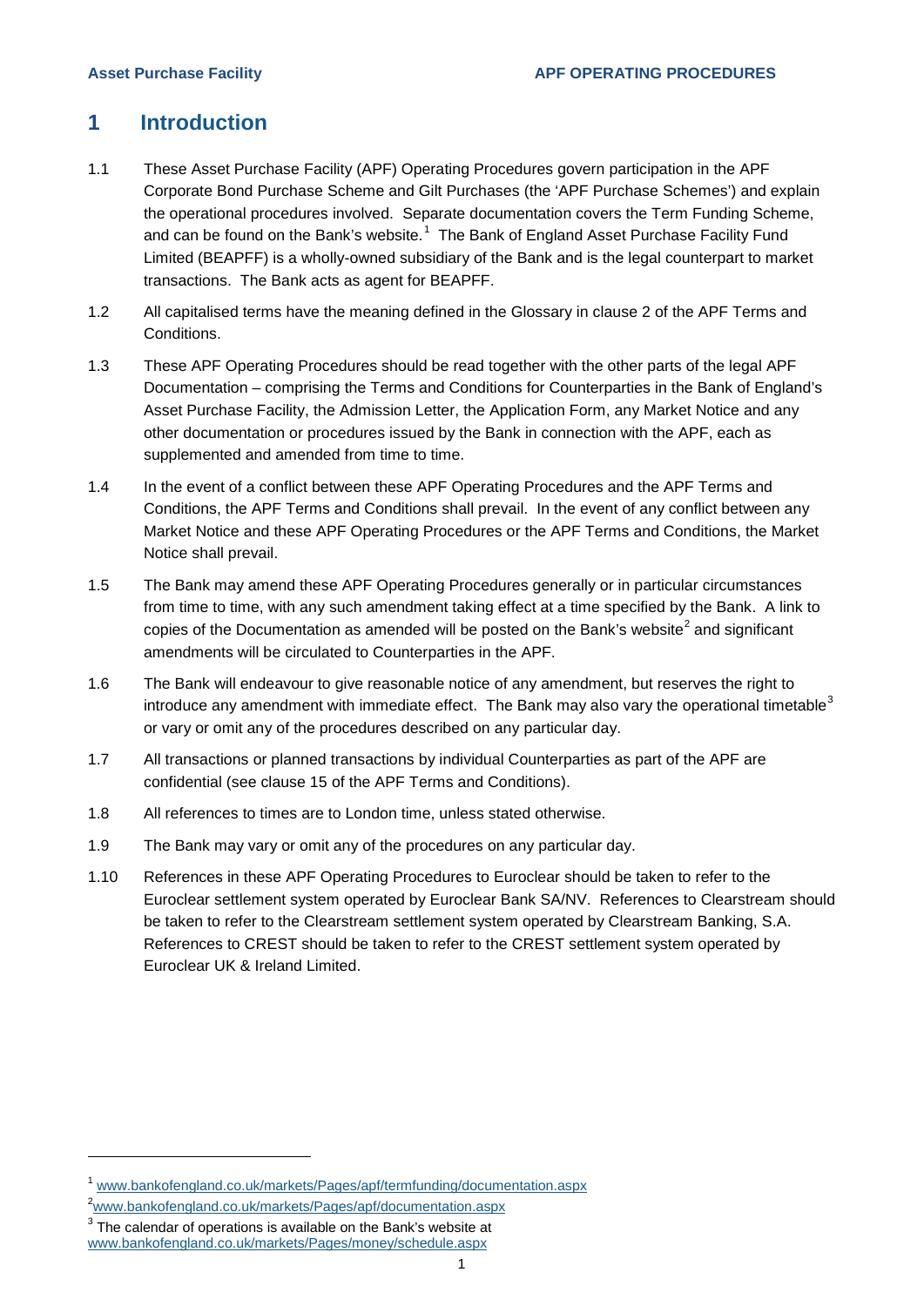# 1 Introduction

1.1 These Asset Purchase Facility (APF) Operating Procedures govern participation in the APF Corporate Bond Purchase Scheme and Gilt Purchases (the 'APF Purchase Schemes') and explain the operational procedures involved. Separate documentation covers the Term Funding Scheme, and can be found on the Bank's website.[1] The Bank of England Asset Purchase Facility Fund Limited (BEAPFF) is a wholly-owned subsidiary of the Bank and is the legal counterpart to market transactions. The Bank acts as agent for BEAPFF.

1.2 All capitalised terms have the meaning defined in the Glossary in clause 2 of the APF Terms and Conditions.

1.3 These APF Operating Procedures should be read together with the other parts of the legal APF Documentation – comprising the Terms and Conditions for Counterparties in the Bank of England's Asset Purchase Facility, the Admission Letter, the Application Form, any Market Notice and any other documentation or procedures issued by the Bank in connection with the APF, each as supplemented and amended from time to time.

1.4 In the event of a conflict between these APF Operating Procedures and the APF Terms and Conditions, the APF Terms and Conditions shall prevail. In the event of any conflict between any Market Notice and these APF Operating Procedures or the APF Terms and Conditions, the Market Notice shall prevail.

1.5 The Bank may amend these APF Operating Procedures generally or in particular circumstances from time to time, with any such amendment taking effect at a time specified by the Bank. A link to copies of the Documentation as amended will be posted on the Bank's website[2] and significant amendments will be circulated to Counterparties in the APF.

1.6 The Bank will endeavour to give reasonable notice of any amendment, but reserves the right to introduce any amendment with immediate effect. The Bank may also vary the operational timetable[3] or vary or omit any of the procedures described on any particular day.

1.7 All transactions or planned transactions by individual Counterparties as part of the APF are confidential (see clause 15 of the APF Terms and Conditions).

1.8 All references to times are to London time, unless stated otherwise.

1.9 The Bank may vary or omit any of the procedures on any particular day.

1.10 References in these APF Operating Procedures to Euroclear should be taken to refer to the Euroclear settlement system operated by Euroclear Bank SA/NV. References to Clearstream should be taken to refer to the Clearstream settlement system operated by Clearstream Banking, S.A. References to CREST should be taken to refer to the CREST settlement system operated by Euroclear UK & Ireland Limited.

---

[1] www.bankofengland.co.uk/markets/Pages/apf/termfunding/documentation.aspx

[2] www.bankofengland.co.uk/markets/Pages/apf/documentation.aspx

[3] The calendar of operations is available on the Bank's website at www.bankofengland.co.uk/markets/Pages/money/schedule.aspx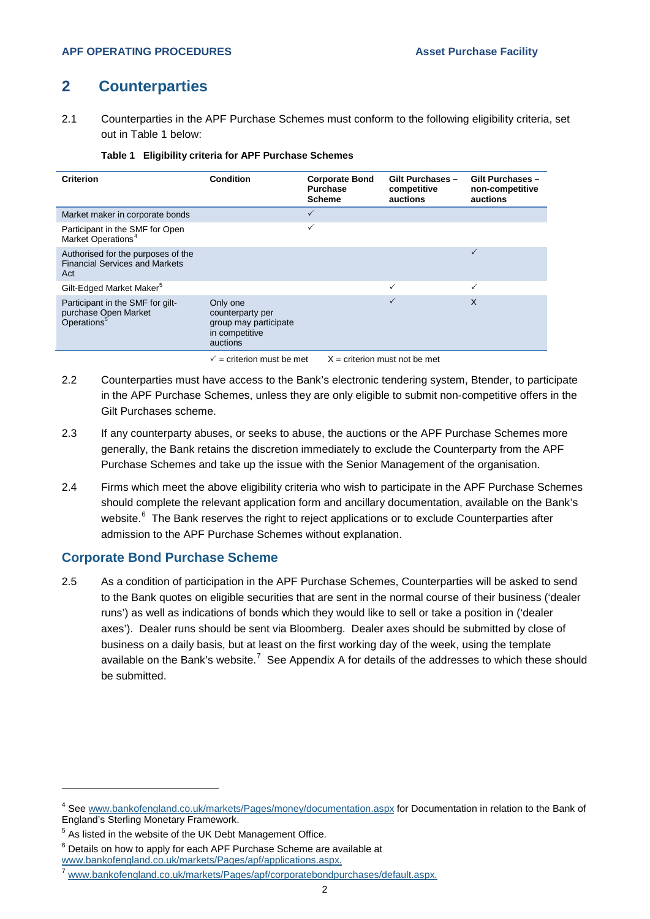## 2 Counterparties

2.1 Counterparties in the APF Purchase Schemes must conform to the following eligibility criteria, set out in Table 1 below:

**Table 1 Eligibility criteria for APF Purchase Schemes**

| Criterion | Condition | Corporate Bond Purchase Scheme | Gilt Purchases – competitive auctions | Gilt Purchases – non-competitive auctions |
|---|---|---|---|---|
| Market maker in corporate bonds | | ✓ | | |
| Participant in the SMF for Open Market Operations[4] | | ✓ | | |
| Authorised for the purposes of the Financial Services and Markets Act | | | | ✓ |
| Gilt-Edged Market Maker[5] | | | ✓ | ✓ |
| Participant in the SMF for gilt-purchase Open Market Operations[5] | Only one counterparty per group may participate in competitive auctions | | ✓ | X |

✓ = criterion must be met X = criterion must not be met

2.2 Counterparties must have access to the Bank's electronic tendering system, Btender, to participate in the APF Purchase Schemes, unless they are only eligible to submit non-competitive offers in the Gilt Purchases scheme.

2.3 If any counterparty abuses, or seeks to abuse, the auctions or the APF Purchase Schemes more generally, the Bank retains the discretion immediately to exclude the Counterparty from the APF Purchase Schemes and take up the issue with the Senior Management of the organisation.

2.4 Firms which meet the above eligibility criteria who wish to participate in the APF Purchase Schemes should complete the relevant application form and ancillary documentation, available on the Bank's website.[6] The Bank reserves the right to reject applications or to exclude Counterparties after admission to the APF Purchase Schemes without explanation.

### Corporate Bond Purchase Scheme

2.5 As a condition of participation in the APF Purchase Schemes, Counterparties will be asked to send to the Bank quotes on eligible securities that are sent in the normal course of their business ('dealer runs') as well as indications of bonds which they would like to sell or take a position in ('dealer axes'). Dealer runs should be sent via Bloomberg. Dealer axes should be submitted by close of business on a daily basis, but at least on the first working day of the week, using the template available on the Bank's website.[7] See Appendix A for details of the addresses to which these should be submitted.

---

[4] See www.bankofengland.co.uk/markets/Pages/money/documentation.aspx for Documentation in relation to the Bank of England's Sterling Monetary Framework.

[5] As listed in the website of the UK Debt Management Office.

[6] Details on how to apply for each APF Purchase Scheme are available at www.bankofengland.co.uk/markets/Pages/apf/applications.aspx.

[7] www.bankofengland.co.uk/markets/Pages/apf/corporatebondpurchases/default.aspx.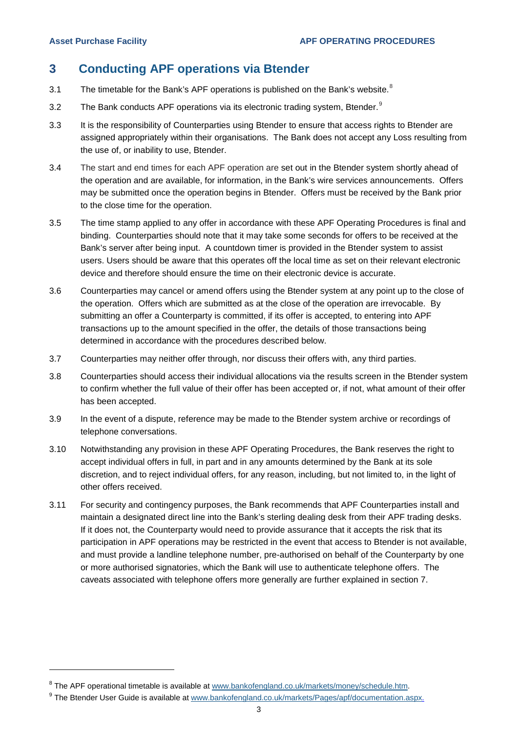## 3 Conducting APF operations via Btender

3.1 The timetable for the Bank's APF operations is published on the Bank's website.[8]

3.2 The Bank conducts APF operations via its electronic trading system, Btender.[9]

3.3 It is the responsibility of Counterparties using Btender to ensure that access rights to Btender are assigned appropriately within their organisations. The Bank does not accept any Loss resulting from the use of, or inability to use, Btender.

3.4 The start and end times for each APF operation are set out in the Btender system shortly ahead of the operation and are available, for information, in the Bank's wire services announcements. Offers may be submitted once the operation begins in Btender. Offers must be received by the Bank prior to the close time for the operation.

3.5 The time stamp applied to any offer in accordance with these APF Operating Procedures is final and binding. Counterparties should note that it may take some seconds for offers to be received at the Bank's server after being input. A countdown timer is provided in the Btender system to assist users. Users should be aware that this operates off the local time as set on their relevant electronic device and therefore should ensure the time on their electronic device is accurate.

3.6 Counterparties may cancel or amend offers using the Btender system at any point up to the close of the operation. Offers which are submitted as at the close of the operation are irrevocable. By submitting an offer a Counterparty is committed, if its offer is accepted, to entering into APF transactions up to the amount specified in the offer, the details of those transactions being determined in accordance with the procedures described below.

3.7 Counterparties may neither offer through, nor discuss their offers with, any third parties.

3.8 Counterparties should access their individual allocations via the results screen in the Btender system to confirm whether the full value of their offer has been accepted or, if not, what amount of their offer has been accepted.

3.9 In the event of a dispute, reference may be made to the Btender system archive or recordings of telephone conversations.

3.10 Notwithstanding any provision in these APF Operating Procedures, the Bank reserves the right to accept individual offers in full, in part and in any amounts determined by the Bank at its sole discretion, and to reject individual offers, for any reason, including, but not limited to, in the light of other offers received.

3.11 For security and contingency purposes, the Bank recommends that APF Counterparties install and maintain a designated direct line into the Bank's sterling dealing desk from their APF trading desks. If it does not, the Counterparty would need to provide assurance that it accepts the risk that its participation in APF operations may be restricted in the event that access to Btender is not available, and must provide a landline telephone number, pre-authorised on behalf of the Counterparty by one or more authorised signatories, which the Bank will use to authenticate telephone offers. The caveats associated with telephone offers more generally are further explained in section 7.

---

[8] The APF operational timetable is available at www.bankofengland.co.uk/markets/money/schedule.htm.

[9] The Btender User Guide is available at www.bankofengland.co.uk/markets/Pages/apf/documentation.aspx.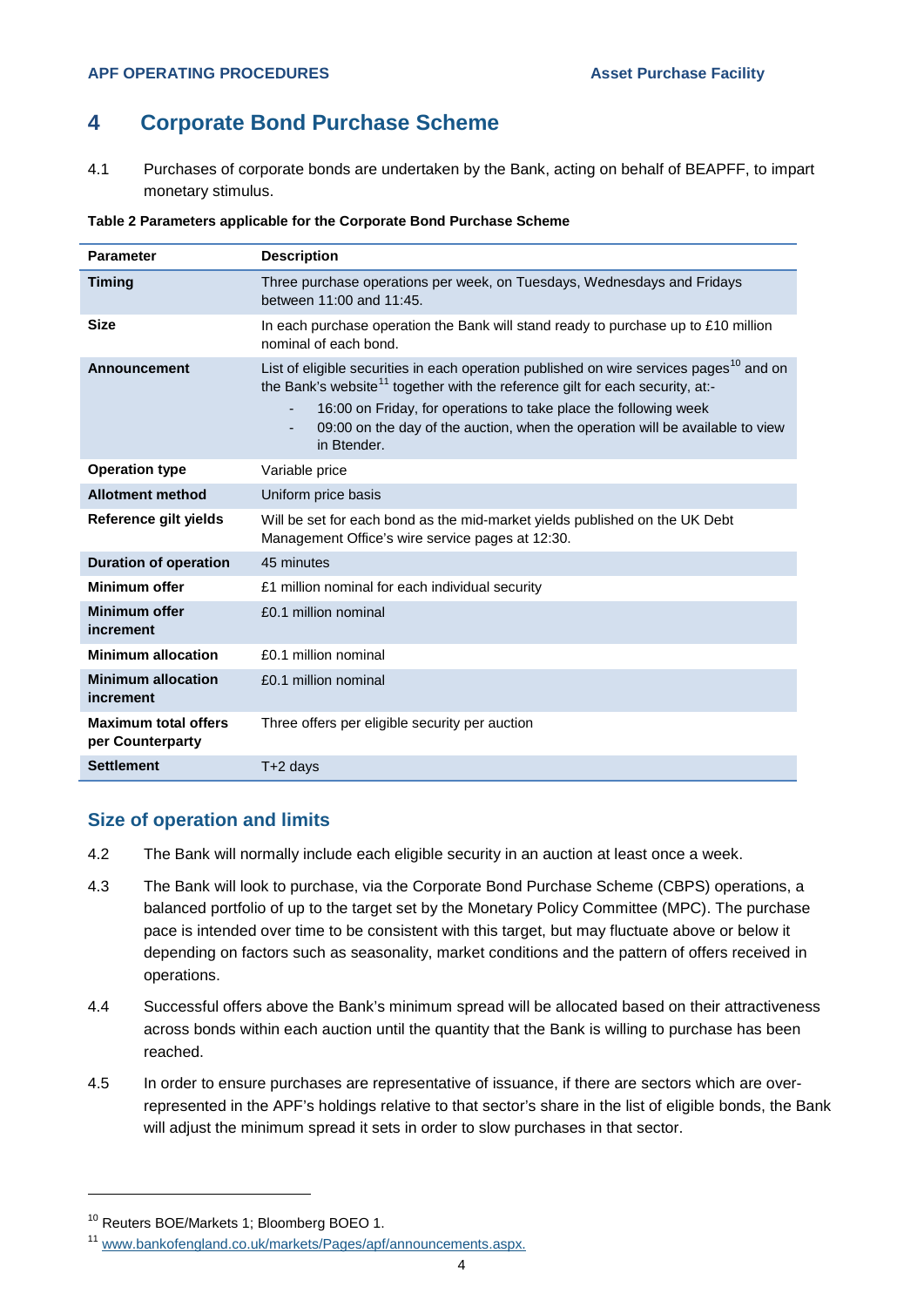## 4 Corporate Bond Purchase Scheme

4.1 Purchases of corporate bonds are undertaken by the Bank, acting on behalf of BEAPFF, to impart monetary stimulus.

**Table 2 Parameters applicable for the Corporate Bond Purchase Scheme**

| Parameter | Description |
|---|---|
| **Timing** | Three purchase operations per week, on Tuesdays, Wednesdays and Fridays between 11:00 and 11:45. |
| **Size** | In each purchase operation the Bank will stand ready to purchase up to £10 million nominal of each bond. |
| **Announcement** | List of eligible securities in each operation published on wire services pages[10] and on the Bank's website[11] together with the reference gilt for each security, at:- <br>- 16:00 on Friday, for operations to take place the following week <br>- 09:00 on the day of the auction, when the operation will be available to view in Btender. |
| **Operation type** | Variable price |
| **Allotment method** | Uniform price basis |
| **Reference gilt yields** | Will be set for each bond as the mid-market yields published on the UK Debt Management Office's wire service pages at 12:30. |
| **Duration of operation** | 45 minutes |
| **Minimum offer** | £1 million nominal for each individual security |
| **Minimum offer increment** | £0.1 million nominal |
| **Minimum allocation** | £0.1 million nominal |
| **Minimum allocation increment** | £0.1 million nominal |
| **Maximum total offers per Counterparty** | Three offers per eligible security per auction |
| **Settlement** | T+2 days |

### Size of operation and limits

4.2 The Bank will normally include each eligible security in an auction at least once a week.

4.3 The Bank will look to purchase, via the Corporate Bond Purchase Scheme (CBPS) operations, a balanced portfolio of up to the target set by the Monetary Policy Committee (MPC). The purchase pace is intended over time to be consistent with this target, but may fluctuate above or below it depending on factors such as seasonality, market conditions and the pattern of offers received in operations.

4.4 Successful offers above the Bank's minimum spread will be allocated based on their attractiveness across bonds within each auction until the quantity that the Bank is willing to purchase has been reached.

4.5 In order to ensure purchases are representative of issuance, if there are sectors which are over-represented in the APF's holdings relative to that sector's share in the list of eligible bonds, the Bank will adjust the minimum spread it sets in order to slow purchases in that sector.

---

[10] Reuters BOE/Markets 1; Bloomberg BOEO 1.

[11] www.bankofengland.co.uk/markets/Pages/apf/announcements.aspx.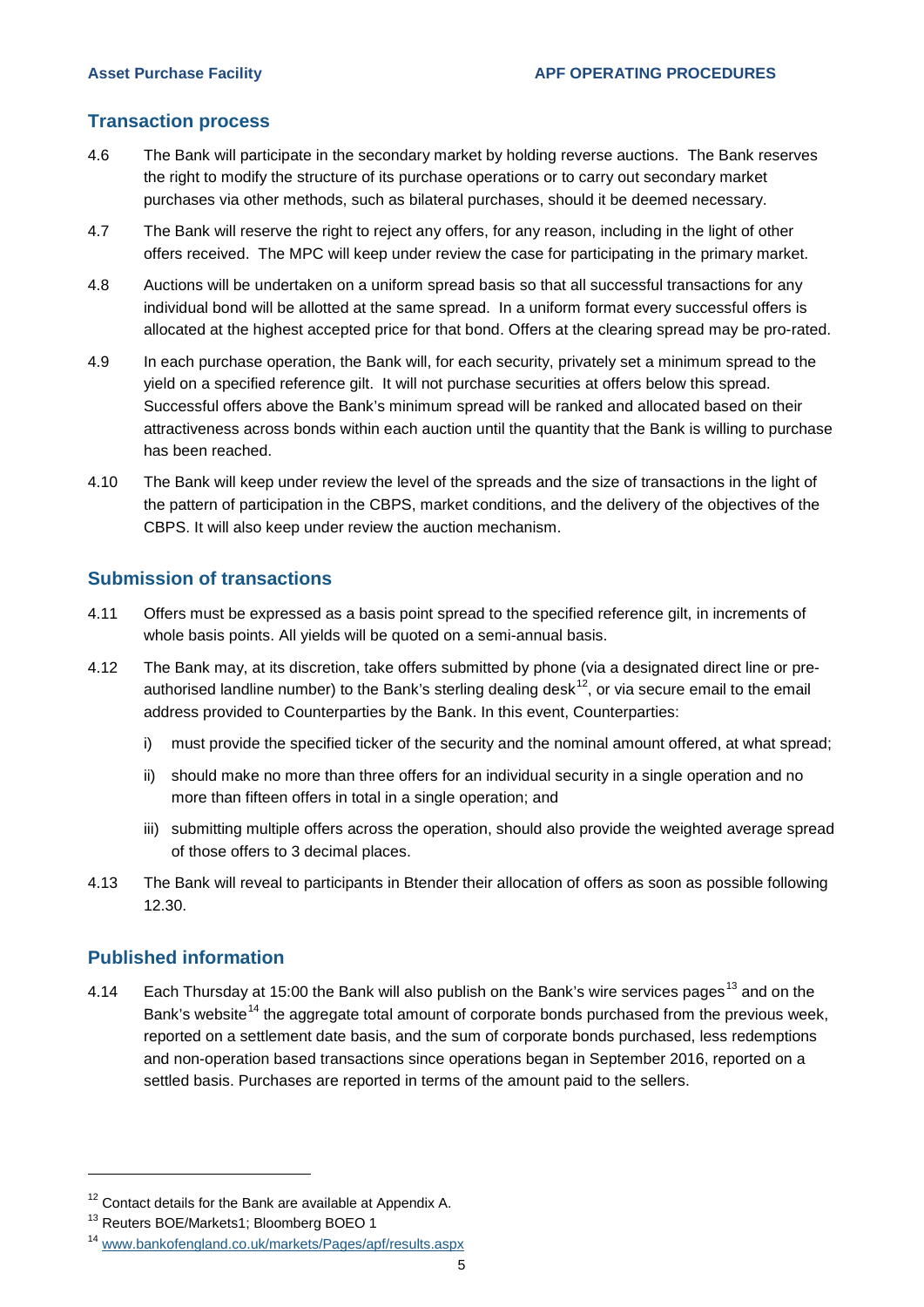## Transaction process

4.6 The Bank will participate in the secondary market by holding reverse auctions. The Bank reserves the right to modify the structure of its purchase operations or to carry out secondary market purchases via other methods, such as bilateral purchases, should it be deemed necessary.

4.7 The Bank will reserve the right to reject any offers, for any reason, including in the light of other offers received. The MPC will keep under review the case for participating in the primary market.

4.8 Auctions will be undertaken on a uniform spread basis so that all successful transactions for any individual bond will be allotted at the same spread. In a uniform format every successful offers is allocated at the highest accepted price for that bond. Offers at the clearing spread may be pro-rated.

4.9 In each purchase operation, the Bank will, for each security, privately set a minimum spread to the yield on a specified reference gilt. It will not purchase securities at offers below this spread. Successful offers above the Bank's minimum spread will be ranked and allocated based on their attractiveness across bonds within each auction until the quantity that the Bank is willing to purchase has been reached.

4.10 The Bank will keep under review the level of the spreads and the size of transactions in the light of the pattern of participation in the CBPS, market conditions, and the delivery of the objectives of the CBPS. It will also keep under review the auction mechanism.

## Submission of transactions

4.11 Offers must be expressed as a basis point spread to the specified reference gilt, in increments of whole basis points. All yields will be quoted on a semi-annual basis.

4.12 The Bank may, at its discretion, take offers submitted by phone (via a designated direct line or pre-authorised landline number) to the Bank's sterling dealing desk[12], or via secure email to the email address provided to Counterparties by the Bank. In this event, Counterparties:

i) must provide the specified ticker of the security and the nominal amount offered, at what spread;

ii) should make no more than three offers for an individual security in a single operation and no more than fifteen offers in total in a single operation; and

iii) submitting multiple offers across the operation, should also provide the weighted average spread of those offers to 3 decimal places.

4.13 The Bank will reveal to participants in Btender their allocation of offers as soon as possible following 12.30.

## Published information

4.14 Each Thursday at 15:00 the Bank will also publish on the Bank's wire services pages[13] and on the Bank's website[14] the aggregate total amount of corporate bonds purchased from the previous week, reported on a settlement date basis, and the sum of corporate bonds purchased, less redemptions and non-operation based transactions since operations began in September 2016, reported on a settled basis. Purchases are reported in terms of the amount paid to the sellers.

---

[12] Contact details for the Bank are available at Appendix A.

[13] Reuters BOE/Markets1; Bloomberg BOEO 1

[14] www.bankofengland.co.uk/markets/Pages/apf/results.aspx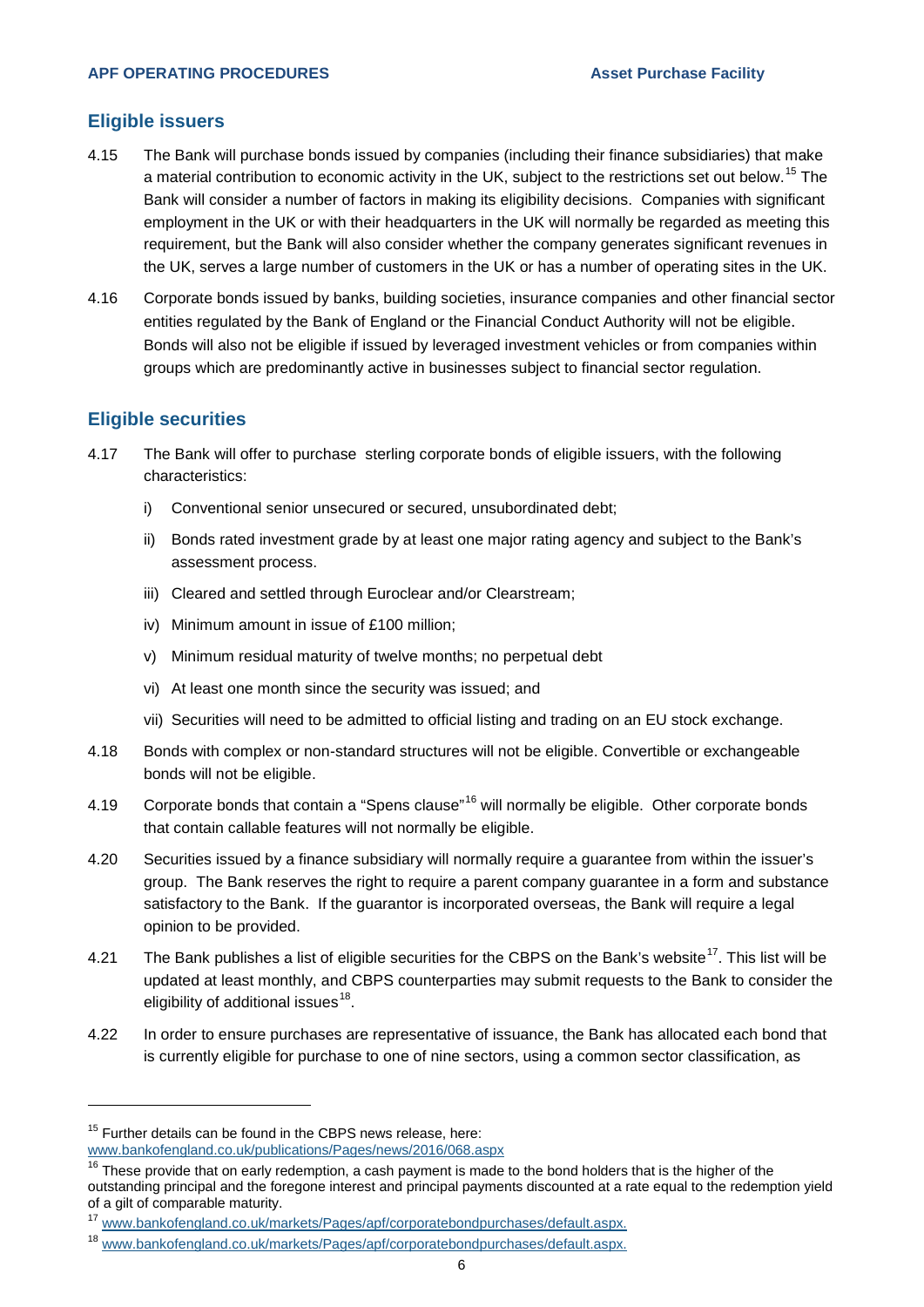## Eligible issuers

4.15 The Bank will purchase bonds issued by companies (including their finance subsidiaries) that make a material contribution to economic activity in the UK, subject to the restrictions set out below.[15] The Bank will consider a number of factors in making its eligibility decisions. Companies with significant employment in the UK or with their headquarters in the UK will normally be regarded as meeting this requirement, but the Bank will also consider whether the company generates significant revenues in the UK, serves a large number of customers in the UK or has a number of operating sites in the UK.

4.16 Corporate bonds issued by banks, building societies, insurance companies and other financial sector entities regulated by the Bank of England or the Financial Conduct Authority will not be eligible. Bonds will also not be eligible if issued by leveraged investment vehicles or from companies within groups which are predominantly active in businesses subject to financial sector regulation.

## Eligible securities

4.17 The Bank will offer to purchase sterling corporate bonds of eligible issuers, with the following characteristics:

i) Conventional senior unsecured or secured, unsubordinated debt;

ii) Bonds rated investment grade by at least one major rating agency and subject to the Bank's assessment process.

iii) Cleared and settled through Euroclear and/or Clearstream;

iv) Minimum amount in issue of £100 million;

v) Minimum residual maturity of twelve months; no perpetual debt

vi) At least one month since the security was issued; and

vii) Securities will need to be admitted to official listing and trading on an EU stock exchange.

4.18 Bonds with complex or non-standard structures will not be eligible. Convertible or exchangeable bonds will not be eligible.

4.19 Corporate bonds that contain a "Spens clause"[16] will normally be eligible. Other corporate bonds that contain callable features will not normally be eligible.

4.20 Securities issued by a finance subsidiary will normally require a guarantee from within the issuer's group. The Bank reserves the right to require a parent company guarantee in a form and substance satisfactory to the Bank. If the guarantor is incorporated overseas, the Bank will require a legal opinion to be provided.

4.21 The Bank publishes a list of eligible securities for the CBPS on the Bank's website[17]. This list will be updated at least monthly, and CBPS counterparties may submit requests to the Bank to consider the eligibility of additional issues[18].

4.22 In order to ensure purchases are representative of issuance, the Bank has allocated each bond that is currently eligible for purchase to one of nine sectors, using a common sector classification, as

---

[15] Further details can be found in the CBPS news release, here: www.bankofengland.co.uk/publications/Pages/news/2016/068.aspx

[16] These provide that on early redemption, a cash payment is made to the bond holders that is the higher of the outstanding principal and the foregone interest and principal payments discounted at a rate equal to the redemption yield of a gilt of comparable maturity.

[17] www.bankofengland.co.uk/markets/Pages/apf/corporatebondpurchases/default.aspx.

[18] www.bankofengland.co.uk/markets/Pages/apf/corporatebondpurchases/default.aspx.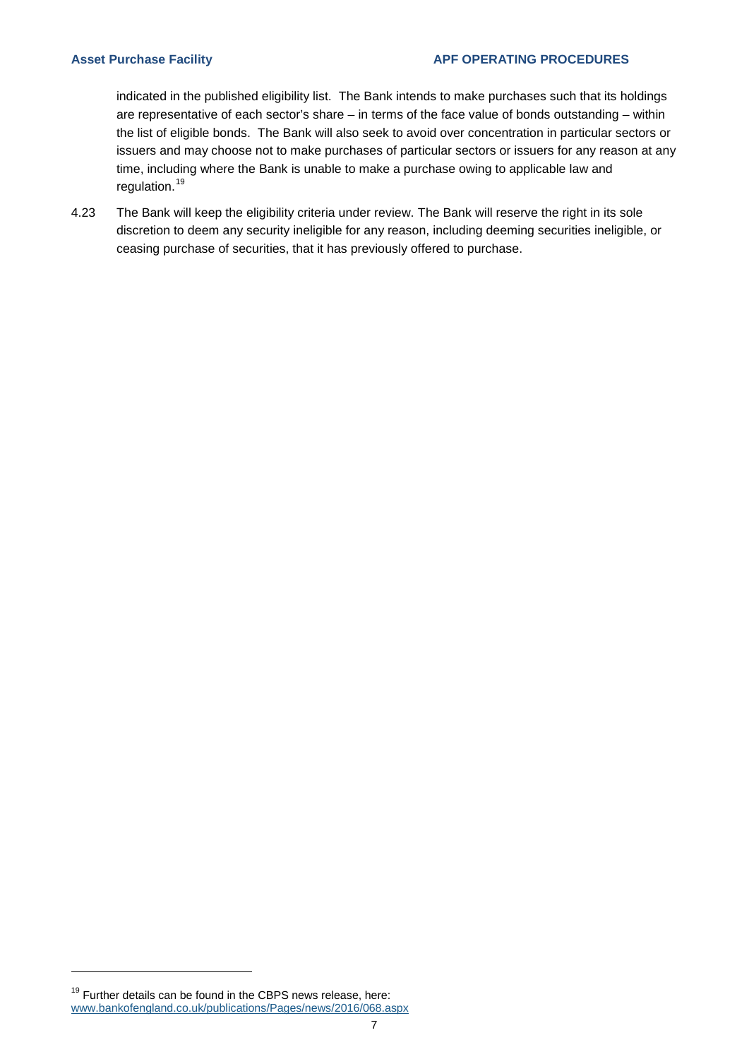indicated in the published eligibility list. The Bank intends to make purchases such that its holdings are representative of each sector's share – in terms of the face value of bonds outstanding – within the list of eligible bonds. The Bank will also seek to avoid over concentration in particular sectors or issuers and may choose not to make purchases of particular sectors or issuers for any reason at any time, including where the Bank is unable to make a purchase owing to applicable law and regulation.[19]

4.23 The Bank will keep the eligibility criteria under review. The Bank will reserve the right in its sole discretion to deem any security ineligible for any reason, including deeming securities ineligible, or ceasing purchase of securities, that it has previously offered to purchase.

[19] Further details can be found in the CBPS news release, here: www.bankofengland.co.uk/publications/Pages/news/2016/068.aspx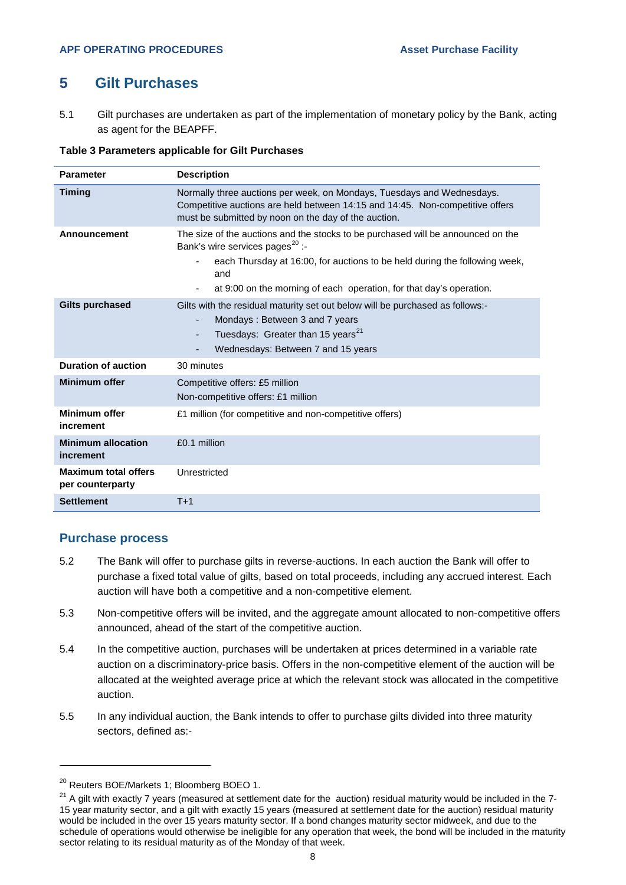## 5 Gilt Purchases

5.1 Gilt purchases are undertaken as part of the implementation of monetary policy by the Bank, acting as agent for the BEAPFF.

**Table 3 Parameters applicable for Gilt Purchases**

| Parameter | Description |
|---|---|
| **Timing** | Normally three auctions per week, on Mondays, Tuesdays and Wednesdays. Competitive auctions are held between 14:15 and 14:45. Non-competitive offers must be submitted by noon on the day of the auction. |
| **Announcement** | The size of the auctions and the stocks to be purchased will be announced on the Bank's wire services pages[20] :- <br> - each Thursday at 16:00, for auctions to be held during the following week, and <br> - at 9:00 on the morning of each operation, for that day's operation. |
| **Gilts purchased** | Gilts with the residual maturity set out below will be purchased as follows:- <br> - Mondays : Between 3 and 7 years <br> - Tuesdays: Greater than 15 years[21] <br> - Wednesdays: Between 7 and 15 years |
| **Duration of auction** | 30 minutes |
| **Minimum offer** | Competitive offers: £5 million <br> Non-competitive offers: £1 million |
| **Minimum offer increment** | £1 million (for competitive and non-competitive offers) |
| **Minimum allocation increment** | £0.1 million |
| **Maximum total offers per counterparty** | Unrestricted |
| **Settlement** | T+1 |

### Purchase process

5.2 The Bank will offer to purchase gilts in reverse-auctions. In each auction the Bank will offer to purchase a fixed total value of gilts, based on total proceeds, including any accrued interest. Each auction will have both a competitive and a non-competitive element.

5.3 Non-competitive offers will be invited, and the aggregate amount allocated to non-competitive offers announced, ahead of the start of the competitive auction.

5.4 In the competitive auction, purchases will be undertaken at prices determined in a variable rate auction on a discriminatory-price basis. Offers in the non-competitive element of the auction will be allocated at the weighted average price at which the relevant stock was allocated in the competitive auction.

5.5 In any individual auction, the Bank intends to offer to purchase gilts divided into three maturity sectors, defined as:-

---

[20] Reuters BOE/Markets 1; Bloomberg BOEO 1.

[21] A gilt with exactly 7 years (measured at settlement date for the auction) residual maturity would be included in the 7-15 year maturity sector, and a gilt with exactly 15 years (measured at settlement date for the auction) residual maturity would be included in the over 15 years maturity sector. If a bond changes maturity sector midweek, and due to the schedule of operations would otherwise be ineligible for any operation that week, the bond will be included in the maturity sector relating to its residual maturity as of the Monday of that week.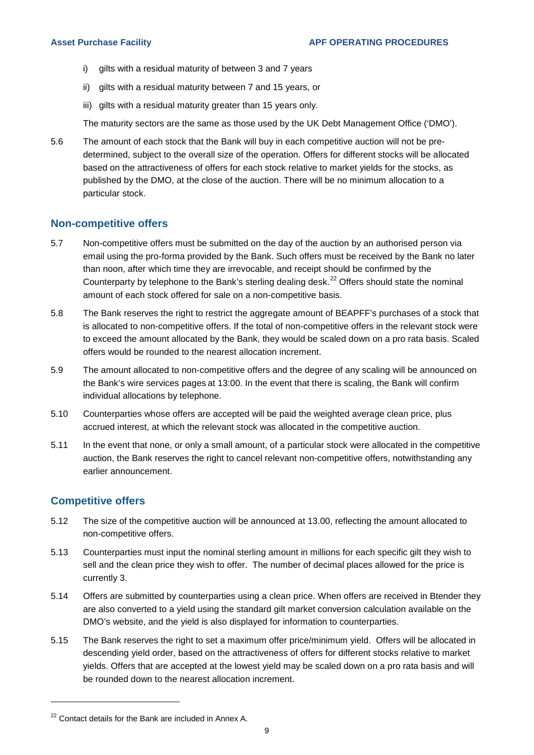i) gilts with a residual maturity of between 3 and 7 years

ii) gilts with a residual maturity between 7 and 15 years, or

iii) gilts with a residual maturity greater than 15 years only.

The maturity sectors are the same as those used by the UK Debt Management Office ('DMO').

5.6 The amount of each stock that the Bank will buy in each competitive auction will not be pre-determined, subject to the overall size of the operation. Offers for different stocks will be allocated based on the attractiveness of offers for each stock relative to market yields for the stocks, as published by the DMO, at the close of the auction. There will be no minimum allocation to a particular stock.

## Non-competitive offers

5.7 Non-competitive offers must be submitted on the day of the auction by an authorised person via email using the pro-forma provided by the Bank. Such offers must be received by the Bank no later than noon, after which time they are irrevocable, and receipt should be confirmed by the Counterparty by telephone to the Bank's sterling dealing desk.[22] Offers should state the nominal amount of each stock offered for sale on a non-competitive basis.

5.8 The Bank reserves the right to restrict the aggregate amount of BEAPFF's purchases of a stock that is allocated to non-competitive offers. If the total of non-competitive offers in the relevant stock were to exceed the amount allocated by the Bank, they would be scaled down on a pro rata basis. Scaled offers would be rounded to the nearest allocation increment.

5.9 The amount allocated to non-competitive offers and the degree of any scaling will be announced on the Bank's wire services pages at 13:00. In the event that there is scaling, the Bank will confirm individual allocations by telephone.

5.10 Counterparties whose offers are accepted will be paid the weighted average clean price, plus accrued interest, at which the relevant stock was allocated in the competitive auction.

5.11 In the event that none, or only a small amount, of a particular stock were allocated in the competitive auction, the Bank reserves the right to cancel relevant non-competitive offers, notwithstanding any earlier announcement.

## Competitive offers

5.12 The size of the competitive auction will be announced at 13.00, reflecting the amount allocated to non-competitive offers.

5.13 Counterparties must input the nominal sterling amount in millions for each specific gilt they wish to sell and the clean price they wish to offer. The number of decimal places allowed for the price is currently 3.

5.14 Offers are submitted by counterparties using a clean price. When offers are received in Btender they are also converted to a yield using the standard gilt market conversion calculation available on the DMO's website, and the yield is also displayed for information to counterparties.

5.15 The Bank reserves the right to set a maximum offer price/minimum yield. Offers will be allocated in descending yield order, based on the attractiveness of offers for different stocks relative to market yields. Offers that are accepted at the lowest yield may be scaled down on a pro rata basis and will be rounded down to the nearest allocation increment.

---

[22] Contact details for the Bank are included in Annex A.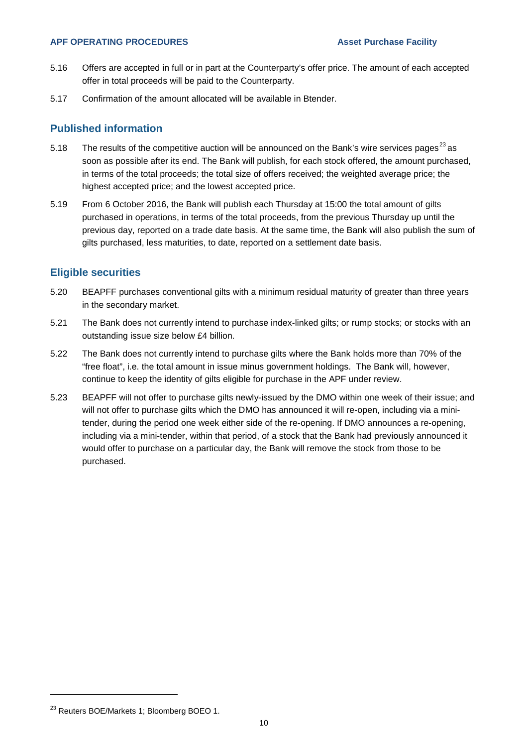5.16 Offers are accepted in full or in part at the Counterparty's offer price. The amount of each accepted offer in total proceeds will be paid to the Counterparty.

5.17 Confirmation of the amount allocated will be available in Btender.

## Published information

5.18 The results of the competitive auction will be announced on the Bank's wire services pages[23] as soon as possible after its end. The Bank will publish, for each stock offered, the amount purchased, in terms of the total proceeds; the total size of offers received; the weighted average price; the highest accepted price; and the lowest accepted price.

5.19 From 6 October 2016, the Bank will publish each Thursday at 15:00 the total amount of gilts purchased in operations, in terms of the total proceeds, from the previous Thursday up until the previous day, reported on a trade date basis. At the same time, the Bank will also publish the sum of gilts purchased, less maturities, to date, reported on a settlement date basis.

## Eligible securities

5.20 BEAPFF purchases conventional gilts with a minimum residual maturity of greater than three years in the secondary market.

5.21 The Bank does not currently intend to purchase index-linked gilts; or rump stocks; or stocks with an outstanding issue size below £4 billion.

5.22 The Bank does not currently intend to purchase gilts where the Bank holds more than 70% of the "free float", i.e. the total amount in issue minus government holdings. The Bank will, however, continue to keep the identity of gilts eligible for purchase in the APF under review.

5.23 BEAPFF will not offer to purchase gilts newly-issued by the DMO within one week of their issue; and will not offer to purchase gilts which the DMO has announced it will re-open, including via a mini-tender, during the period one week either side of the re-opening. If DMO announces a re-opening, including via a mini-tender, within that period, of a stock that the Bank had previously announced it would offer to purchase on a particular day, the Bank will remove the stock from those to be purchased.

---

[23] Reuters BOE/Markets 1; Bloomberg BOEO 1.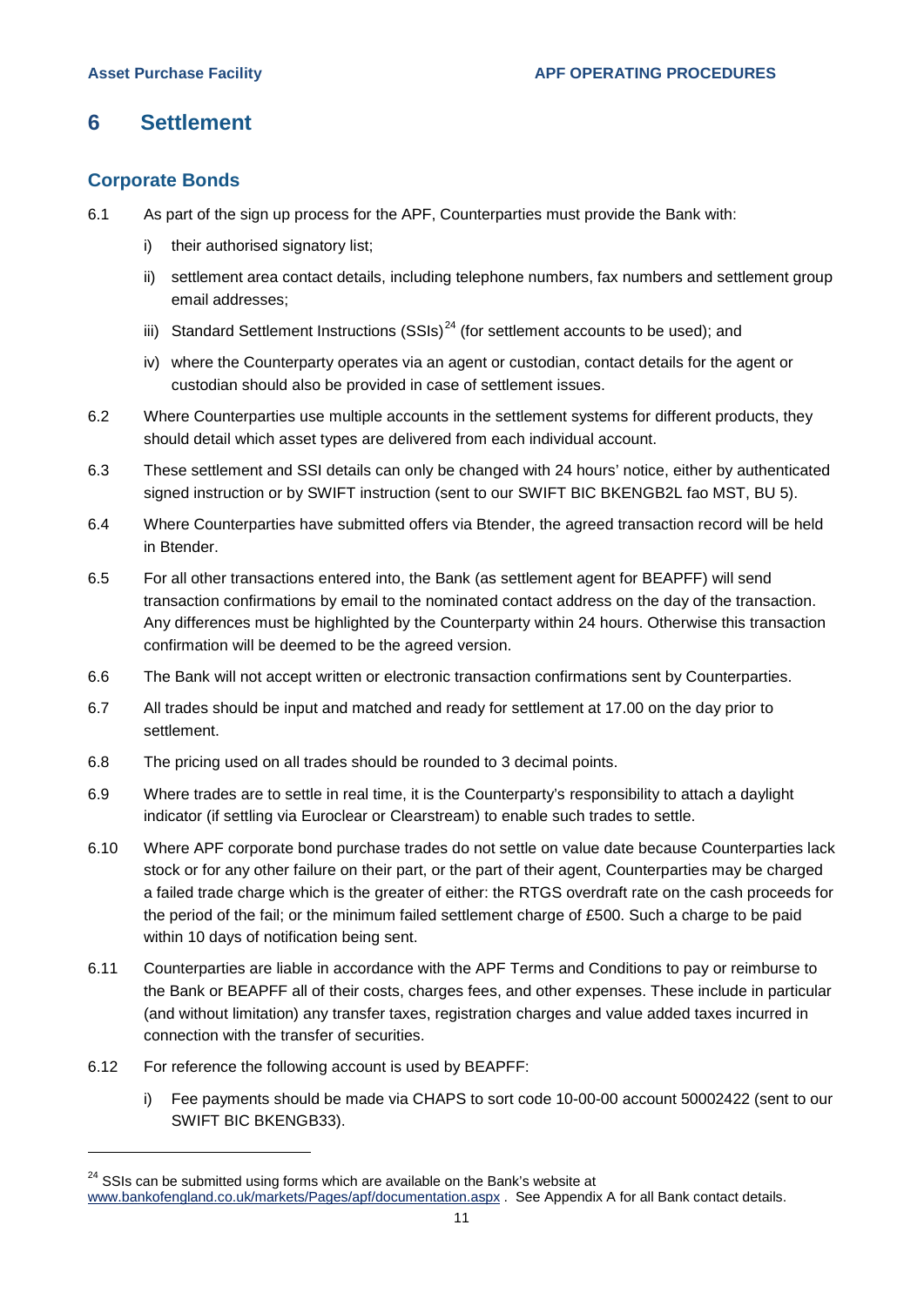# 6 Settlement

## Corporate Bonds

6.1 As part of the sign up process for the APF, Counterparties must provide the Bank with:

i) their authorised signatory list;

ii) settlement area contact details, including telephone numbers, fax numbers and settlement group email addresses;

iii) Standard Settlement Instructions (SSIs)[24] (for settlement accounts to be used); and

iv) where the Counterparty operates via an agent or custodian, contact details for the agent or custodian should also be provided in case of settlement issues.

6.2 Where Counterparties use multiple accounts in the settlement systems for different products, they should detail which asset types are delivered from each individual account.

6.3 These settlement and SSI details can only be changed with 24 hours' notice, either by authenticated signed instruction or by SWIFT instruction (sent to our SWIFT BIC BKENGB2L fao MST, BU 5).

6.4 Where Counterparties have submitted offers via Btender, the agreed transaction record will be held in Btender.

6.5 For all other transactions entered into, the Bank (as settlement agent for BEAPFF) will send transaction confirmations by email to the nominated contact address on the day of the transaction. Any differences must be highlighted by the Counterparty within 24 hours. Otherwise this transaction confirmation will be deemed to be the agreed version.

6.6 The Bank will not accept written or electronic transaction confirmations sent by Counterparties.

6.7 All trades should be input and matched and ready for settlement at 17.00 on the day prior to settlement.

6.8 The pricing used on all trades should be rounded to 3 decimal points.

6.9 Where trades are to settle in real time, it is the Counterparty's responsibility to attach a daylight indicator (if settling via Euroclear or Clearstream) to enable such trades to settle.

6.10 Where APF corporate bond purchase trades do not settle on value date because Counterparties lack stock or for any other failure on their part, or the part of their agent, Counterparties may be charged a failed trade charge which is the greater of either: the RTGS overdraft rate on the cash proceeds for the period of the fail; or the minimum failed settlement charge of £500. Such a charge to be paid within 10 days of notification being sent.

6.11 Counterparties are liable in accordance with the APF Terms and Conditions to pay or reimburse to the Bank or BEAPFF all of their costs, charges fees, and other expenses. These include in particular (and without limitation) any transfer taxes, registration charges and value added taxes incurred in connection with the transfer of securities.

6.12 For reference the following account is used by BEAPFF:

i) Fee payments should be made via CHAPS to sort code 10-00-00 account 50002422 (sent to our SWIFT BIC BKENGB33).

---

[24] SSIs can be submitted using forms which are available on the Bank's website at www.bankofengland.co.uk/markets/Pages/apf/documentation.aspx . See Appendix A for all Bank contact details.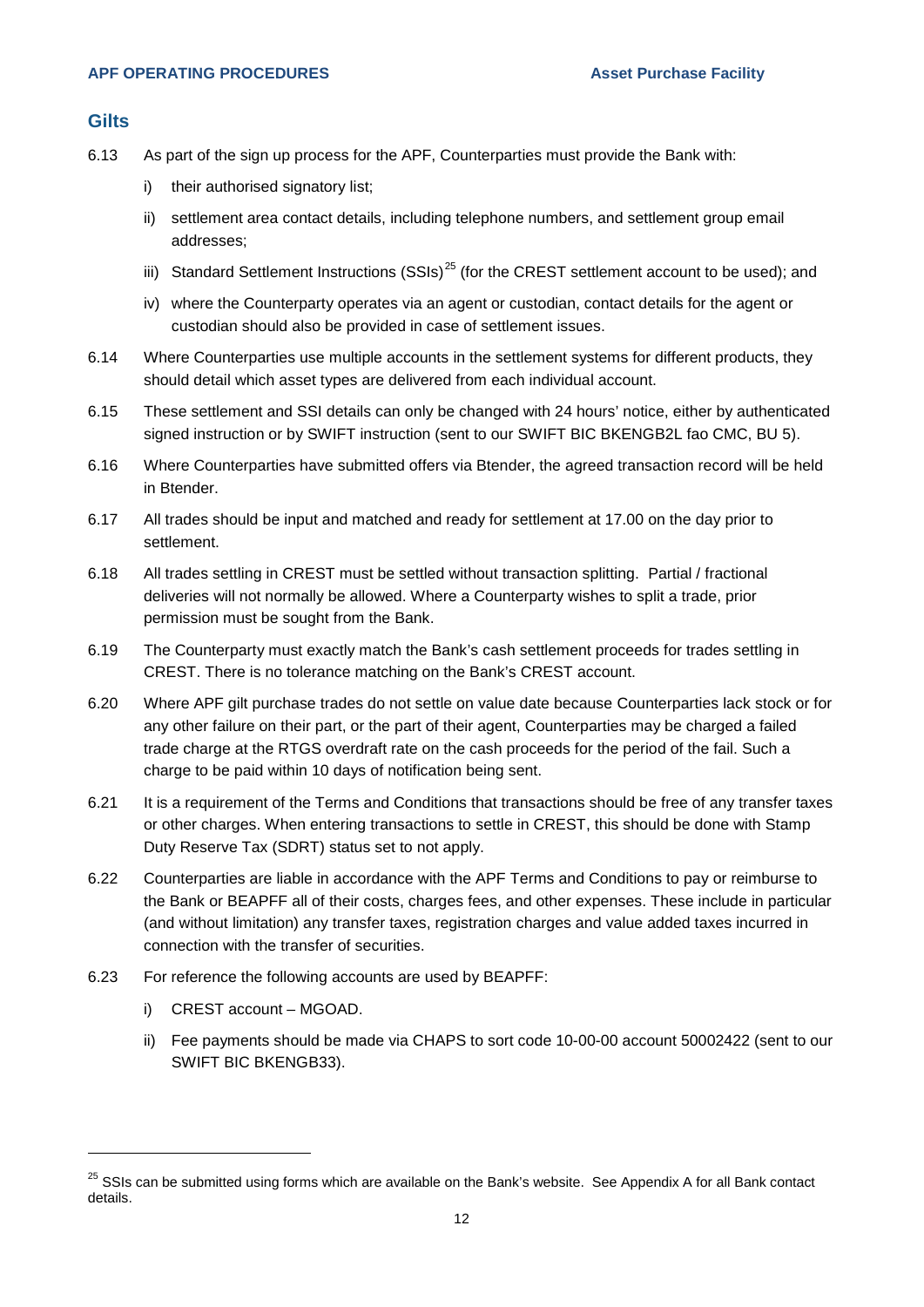## Gilts

6.13 As part of the sign up process for the APF, Counterparties must provide the Bank with:

i) their authorised signatory list;

ii) settlement area contact details, including telephone numbers, and settlement group email addresses;

iii) Standard Settlement Instructions (SSIs)[25] (for the CREST settlement account to be used); and

iv) where the Counterparty operates via an agent or custodian, contact details for the agent or custodian should also be provided in case of settlement issues.

6.14 Where Counterparties use multiple accounts in the settlement systems for different products, they should detail which asset types are delivered from each individual account.

6.15 These settlement and SSI details can only be changed with 24 hours' notice, either by authenticated signed instruction or by SWIFT instruction (sent to our SWIFT BIC BKENGB2L fao CMC, BU 5).

6.16 Where Counterparties have submitted offers via Btender, the agreed transaction record will be held in Btender.

6.17 All trades should be input and matched and ready for settlement at 17.00 on the day prior to settlement.

6.18 All trades settling in CREST must be settled without transaction splitting. Partial / fractional deliveries will not normally be allowed. Where a Counterparty wishes to split a trade, prior permission must be sought from the Bank.

6.19 The Counterparty must exactly match the Bank's cash settlement proceeds for trades settling in CREST. There is no tolerance matching on the Bank's CREST account.

6.20 Where APF gilt purchase trades do not settle on value date because Counterparties lack stock or for any other failure on their part, or the part of their agent, Counterparties may be charged a failed trade charge at the RTGS overdraft rate on the cash proceeds for the period of the fail. Such a charge to be paid within 10 days of notification being sent.

6.21 It is a requirement of the Terms and Conditions that transactions should be free of any transfer taxes or other charges. When entering transactions to settle in CREST, this should be done with Stamp Duty Reserve Tax (SDRT) status set to not apply.

6.22 Counterparties are liable in accordance with the APF Terms and Conditions to pay or reimburse to the Bank or BEAPFF all of their costs, charges fees, and other expenses. These include in particular (and without limitation) any transfer taxes, registration charges and value added taxes incurred in connection with the transfer of securities.

6.23 For reference the following accounts are used by BEAPFF:

i) CREST account – MGOAD.

ii) Fee payments should be made via CHAPS to sort code 10-00-00 account 50002422 (sent to our SWIFT BIC BKENGB33).

---

[25] SSIs can be submitted using forms which are available on the Bank's website. See Appendix A for all Bank contact details.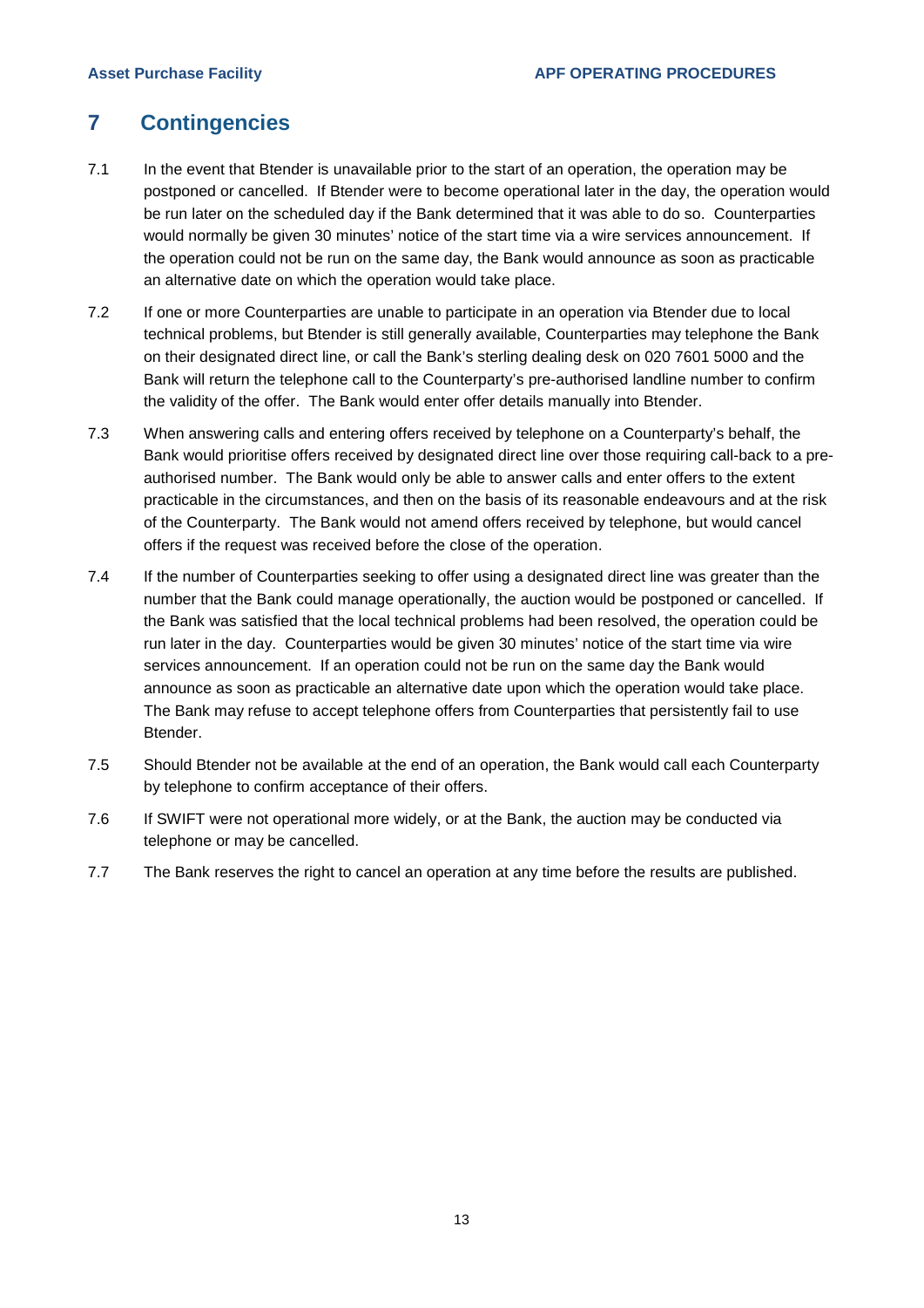## 7 Contingencies

7.1 In the event that Btender is unavailable prior to the start of an operation, the operation may be postponed or cancelled. If Btender were to become operational later in the day, the operation would be run later on the scheduled day if the Bank determined that it was able to do so. Counterparties would normally be given 30 minutes' notice of the start time via a wire services announcement. If the operation could not be run on the same day, the Bank would announce as soon as practicable an alternative date on which the operation would take place.

7.2 If one or more Counterparties are unable to participate in an operation via Btender due to local technical problems, but Btender is still generally available, Counterparties may telephone the Bank on their designated direct line, or call the Bank's sterling dealing desk on 020 7601 5000 and the Bank will return the telephone call to the Counterparty's pre-authorised landline number to confirm the validity of the offer. The Bank would enter offer details manually into Btender.

7.3 When answering calls and entering offers received by telephone on a Counterparty's behalf, the Bank would prioritise offers received by designated direct line over those requiring call-back to a pre-authorised number. The Bank would only be able to answer calls and enter offers to the extent practicable in the circumstances, and then on the basis of its reasonable endeavours and at the risk of the Counterparty. The Bank would not amend offers received by telephone, but would cancel offers if the request was received before the close of the operation.

7.4 If the number of Counterparties seeking to offer using a designated direct line was greater than the number that the Bank could manage operationally, the auction would be postponed or cancelled. If the Bank was satisfied that the local technical problems had been resolved, the operation could be run later in the day. Counterparties would be given 30 minutes' notice of the start time via wire services announcement. If an operation could not be run on the same day the Bank would announce as soon as practicable an alternative date upon which the operation would take place. The Bank may refuse to accept telephone offers from Counterparties that persistently fail to use Btender.

7.5 Should Btender not be available at the end of an operation, the Bank would call each Counterparty by telephone to confirm acceptance of their offers.

7.6 If SWIFT were not operational more widely, or at the Bank, the auction may be conducted via telephone or may be cancelled.

7.7 The Bank reserves the right to cancel an operation at any time before the results are published.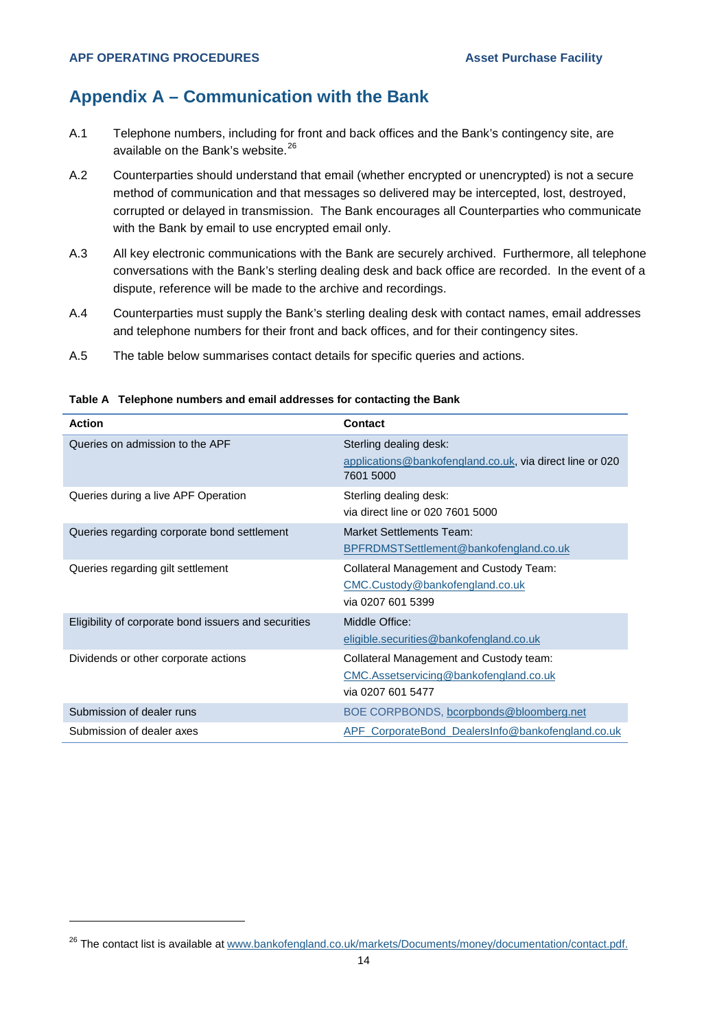# Appendix A – Communication with the Bank

A.1 Telephone numbers, including for front and back offices and the Bank's contingency site, are available on the Bank's website.[26]

A.2 Counterparties should understand that email (whether encrypted or unencrypted) is not a secure method of communication and that messages so delivered may be intercepted, lost, destroyed, corrupted or delayed in transmission. The Bank encourages all Counterparties who communicate with the Bank by email to use encrypted email only.

A.3 All key electronic communications with the Bank are securely archived. Furthermore, all telephone conversations with the Bank's sterling dealing desk and back office are recorded. In the event of a dispute, reference will be made to the archive and recordings.

A.4 Counterparties must supply the Bank's sterling dealing desk with contact names, email addresses and telephone numbers for their front and back offices, and for their contingency sites.

A.5 The table below summarises contact details for specific queries and actions.

**Table A Telephone numbers and email addresses for contacting the Bank**

| Action | Contact |
|---|---|
| Queries on admission to the APF | Sterling dealing desk: applications@bankofengland.co.uk, via direct line or 020 7601 5000 |
| Queries during a live APF Operation | Sterling dealing desk: via direct line or 020 7601 5000 |
| Queries regarding corporate bond settlement | Market Settlements Team: BPFRDMSTSettlement@bankofengland.co.uk |
| Queries regarding gilt settlement | Collateral Management and Custody Team: CMC.Custody@bankofengland.co.uk via 0207 601 5399 |
| Eligibility of corporate bond issuers and securities | Middle Office: eligible.securities@bankofengland.co.uk |
| Dividends or other corporate actions | Collateral Management and Custody team: CMC.Assetservicing@bankofengland.co.uk via 0207 601 5477 |
| Submission of dealer runs | BOE CORPBONDS, bcorpbonds@bloomberg.net |
| Submission of dealer axes | APF_CorporateBond_DealersInfo@bankofengland.co.uk |

[26] The contact list is available at www.bankofengland.co.uk/markets/Documents/money/documentation/contact.pdf.